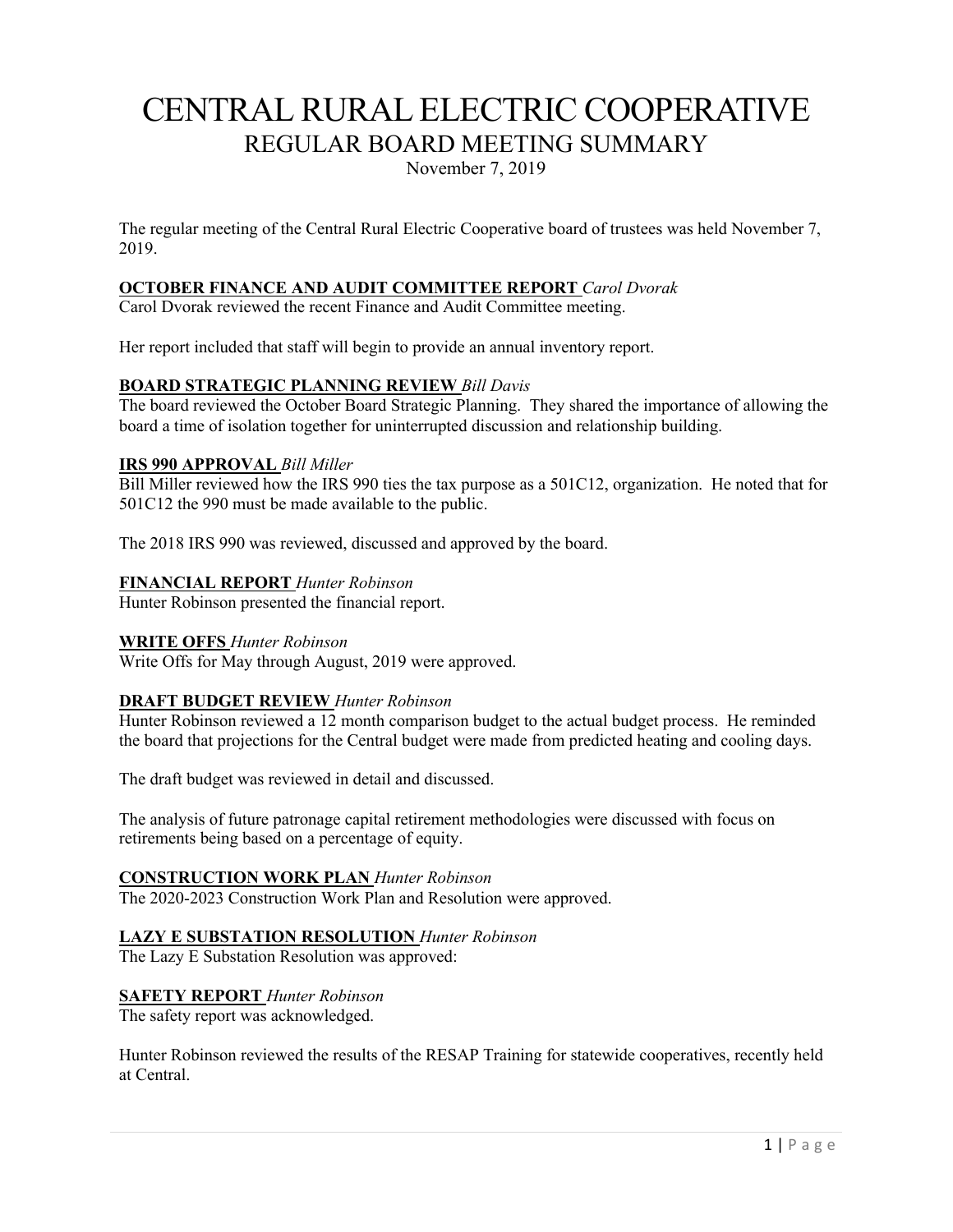# CENTRAL RURAL ELECTRIC COOPERATIVE

## REGULAR BOARD MEETING SUMMARY

November 7, 2019

The regular meeting of the Central Rural Electric Cooperative board of trustees was held November 7, 2019.

**OCTOBER FINANCE AND AUDIT COMMITTEE REPORT** *Carol Dvorak*
Carol Dvorak reviewed the recent Finance and Audit Committee meeting.

Her report included that staff will begin to provide an annual inventory report.

**BOARD STRATEGIC PLANNING REVIEW** *Bill Davis*
The board reviewed the October Board Strategic Planning. They shared the importance of allowing the board a time of isolation together for uninterrupted discussion and relationship building.

**IRS 990 APPROVAL** *Bill Miller*
Bill Miller reviewed how the IRS 990 ties the tax purpose as a 501C12, organization. He noted that for 501C12 the 990 must be made available to the public.

The 2018 IRS 990 was reviewed, discussed and approved by the board.

**FINANCIAL REPORT** *Hunter Robinson*
Hunter Robinson presented the financial report.

**WRITE OFFS** *Hunter Robinson*
Write Offs for May through August, 2019 were approved.

**DRAFT BUDGET REVIEW** *Hunter Robinson*
Hunter Robinson reviewed a 12 month comparison budget to the actual budget process. He reminded the board that projections for the Central budget were made from predicted heating and cooling days.

The draft budget was reviewed in detail and discussed.

The analysis of future patronage capital retirement methodologies were discussed with focus on retirements being based on a percentage of equity.

**CONSTRUCTION WORK PLAN** *Hunter Robinson*
The 2020-2023 Construction Work Plan and Resolution were approved.

**LAZY E SUBSTATION RESOLUTION** *Hunter Robinson*
The Lazy E Substation Resolution was approved:

**SAFETY REPORT** *Hunter Robinson*
The safety report was acknowledged.

Hunter Robinson reviewed the results of the RESAP Training for statewide cooperatives, recently held at Central.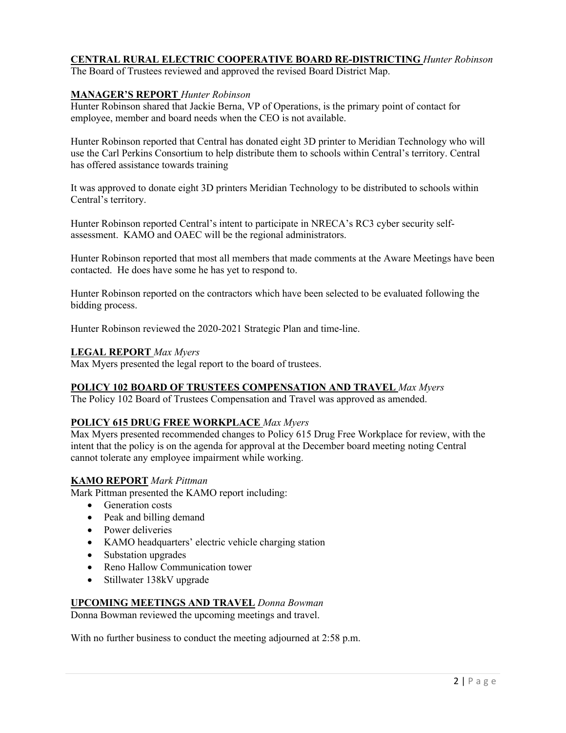**<u>CENTRAL RURAL ELECTRIC COOPERATIVE BOARD RE-DISTRICTING</u>** *Hunter Robinson*
The Board of Trustees reviewed and approved the revised Board District Map.

**<u>MANAGER'S REPORT</u>** *Hunter Robinson*
Hunter Robinson shared that Jackie Berna, VP of Operations, is the primary point of contact for employee, member and board needs when the CEO is not available.

Hunter Robinson reported that Central has donated eight 3D printer to Meridian Technology who will use the Carl Perkins Consortium to help distribute them to schools within Central's territory. Central has offered assistance towards training

It was approved to donate eight 3D printers Meridian Technology to be distributed to schools within Central's territory.

Hunter Robinson reported Central's intent to participate in NRECA's RC3 cyber security self-assessment. KAMO and OAEC will be the regional administrators.

Hunter Robinson reported that most all members that made comments at the Aware Meetings have been contacted. He does have some he has yet to respond to.

Hunter Robinson reported on the contractors which have been selected to be evaluated following the bidding process.

Hunter Robinson reviewed the 2020-2021 Strategic Plan and time-line.

**<u>LEGAL REPORT</u>** *Max Myers*
Max Myers presented the legal report to the board of trustees.

**<u>POLICY 102 BOARD OF TRUSTEES COMPENSATION AND TRAVEL</u>** *Max Myers*
The Policy 102 Board of Trustees Compensation and Travel was approved as amended.

**<u>POLICY 615 DRUG FREE WORKPLACE</u>** *Max Myers*
Max Myers presented recommended changes to Policy 615 Drug Free Workplace for review, with the intent that the policy is on the agenda for approval at the December board meeting noting Central cannot tolerate any employee impairment while working.

**<u>KAMO REPORT</u>** *Mark Pittman*
Mark Pittman presented the KAMO report including:

- Generation costs
- Peak and billing demand
- Power deliveries
- KAMO headquarters' electric vehicle charging station
- Substation upgrades
- Reno Hallow Communication tower
- Stillwater 138kV upgrade

**<u>UPCOMING MEETINGS AND TRAVEL</u>** *Donna Bowman*
Donna Bowman reviewed the upcoming meetings and travel.

With no further business to conduct the meeting adjourned at 2:58 p.m.